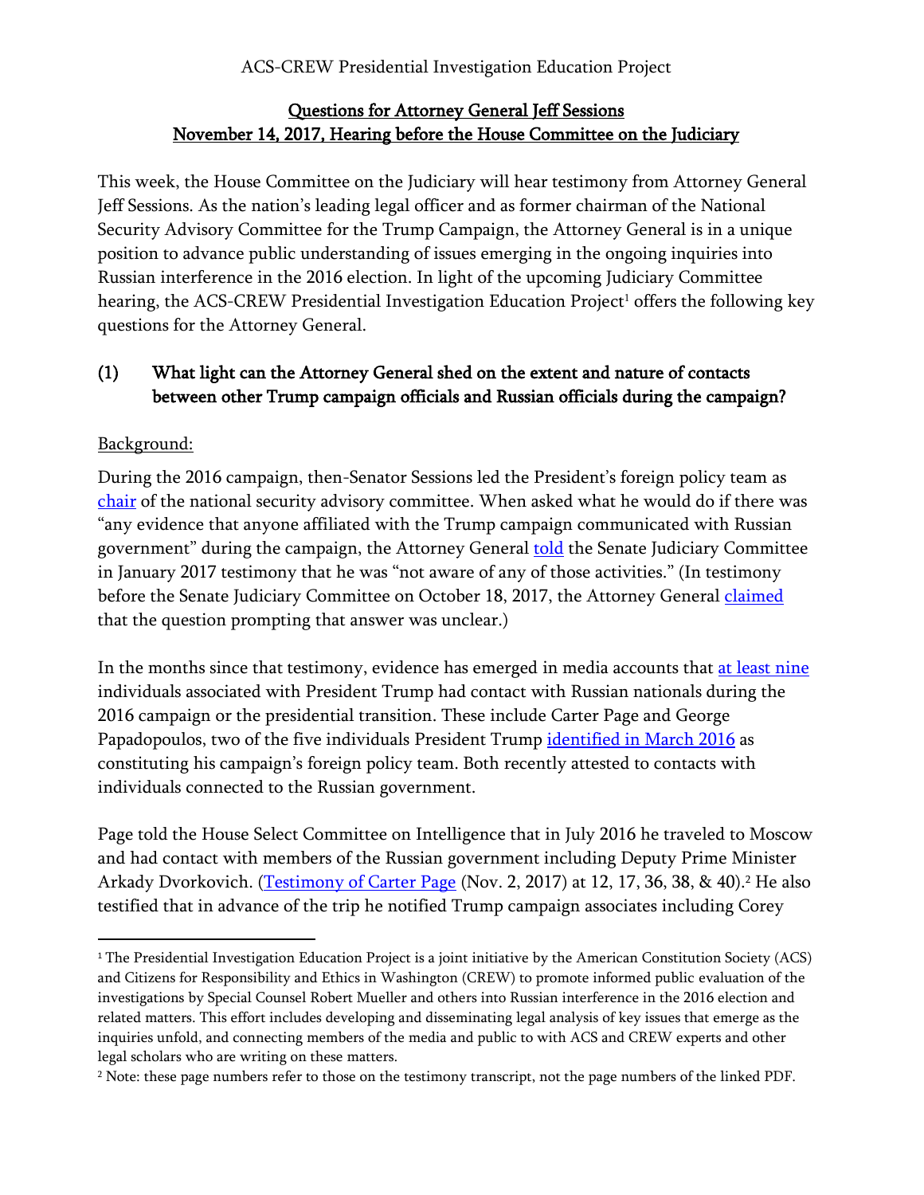ACS-CREW Presidential Investigation Education Project

# Questions for Attorney General Jeff Sessions
## November 14, 2017, Hearing before the House Committee on the Judiciary

This week, the House Committee on the Judiciary will hear testimony from Attorney General Jeff Sessions. As the nation's leading legal officer and as former chairman of the National Security Advisory Committee for the Trump Campaign, the Attorney General is in a unique position to advance public understanding of issues emerging in the ongoing inquiries into Russian interference in the 2016 election. In light of the upcoming Judiciary Committee hearing, the ACS-CREW Presidential Investigation Education Project[1] offers the following key questions for the Attorney General.

### (1) What light can the Attorney General shed on the extent and nature of contacts between other Trump campaign officials and Russian officials during the campaign?

Background:

During the 2016 campaign, then-Senator Sessions led the President's foreign policy team as chair of the national security advisory committee. When asked what he would do if there was "any evidence that anyone affiliated with the Trump campaign communicated with Russian government" during the campaign, the Attorney General told the Senate Judiciary Committee in January 2017 testimony that he was "not aware of any of those activities." (In testimony before the Senate Judiciary Committee on October 18, 2017, the Attorney General claimed that the question prompting that answer was unclear.)

In the months since that testimony, evidence has emerged in media accounts that at least nine individuals associated with President Trump had contact with Russian nationals during the 2016 campaign or the presidential transition. These include Carter Page and George Papadopoulos, two of the five individuals President Trump identified in March 2016 as constituting his campaign's foreign policy team. Both recently attested to contacts with individuals connected to the Russian government.

Page told the House Select Committee on Intelligence that in July 2016 he traveled to Moscow and had contact with members of the Russian government including Deputy Prime Minister Arkady Dvorkovich. (Testimony of Carter Page (Nov. 2, 2017) at 12, 17, 36, 38, & 40).[2] He also testified that in advance of the trip he notified Trump campaign associates including Corey

---

[1] The Presidential Investigation Education Project is a joint initiative by the American Constitution Society (ACS) and Citizens for Responsibility and Ethics in Washington (CREW) to promote informed public evaluation of the investigations by Special Counsel Robert Mueller and others into Russian interference in the 2016 election and related matters. This effort includes developing and disseminating legal analysis of key issues that emerge as the inquiries unfold, and connecting members of the media and public to with ACS and CREW experts and other legal scholars who are writing on these matters.

[2] Note: these page numbers refer to those on the testimony transcript, not the page numbers of the linked PDF.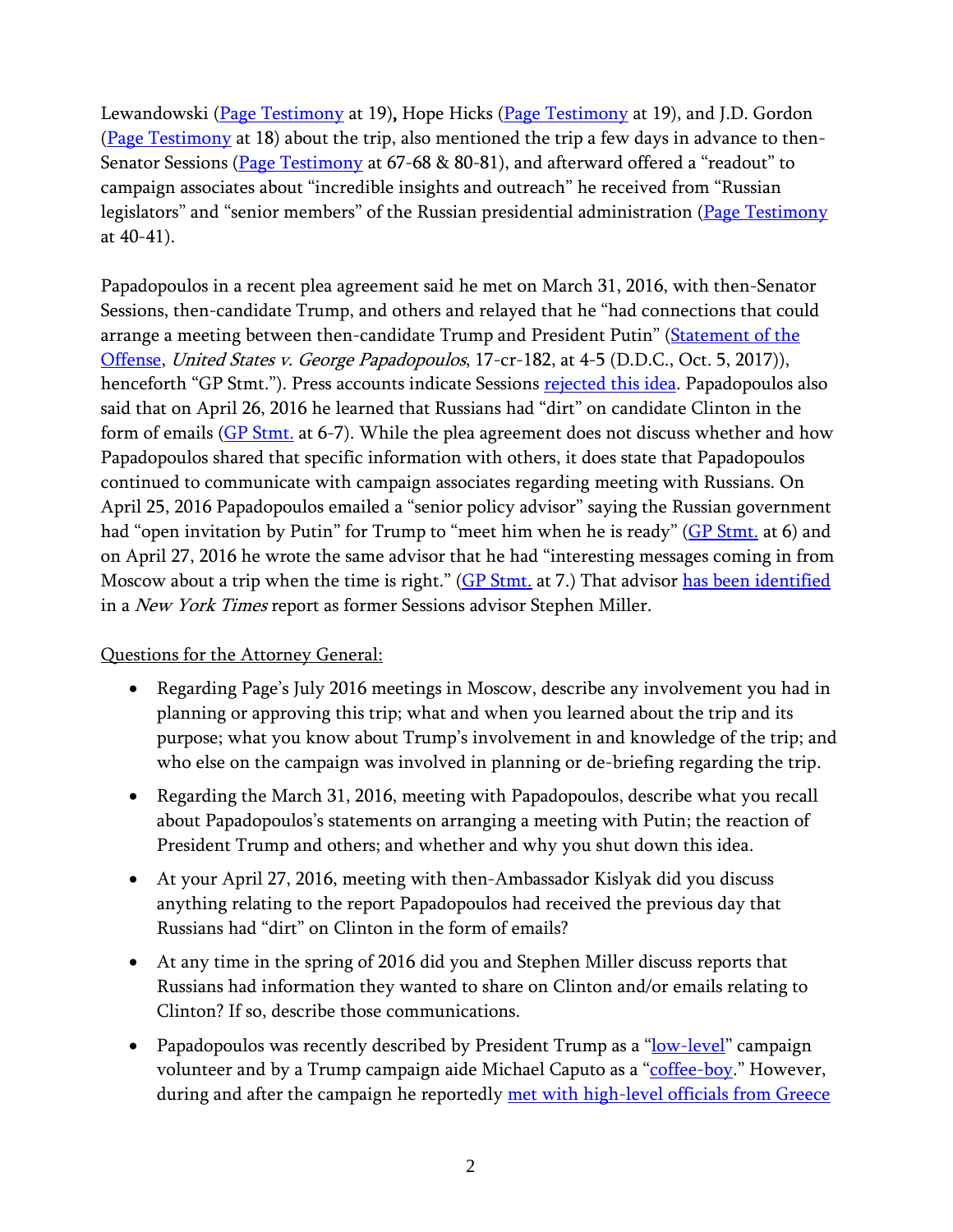Lewandowski (Page Testimony at 19), Hope Hicks (Page Testimony at 19), and J.D. Gordon (Page Testimony at 18) about the trip, also mentioned the trip a few days in advance to then-Senator Sessions (Page Testimony at 67-68 & 80-81), and afterward offered a "readout" to campaign associates about "incredible insights and outreach" he received from "Russian legislators" and "senior members" of the Russian presidential administration (Page Testimony at 40-41).

Papadopoulos in a recent plea agreement said he met on March 31, 2016, with then-Senator Sessions, then-candidate Trump, and others and relayed that he "had connections that could arrange a meeting between then-candidate Trump and President Putin" (Statement of the Offense, *United States v. George Papadopoulos*, 17-cr-182, at 4-5 (D.D.C., Oct. 5, 2017)), henceforth "GP Stmt."). Press accounts indicate Sessions rejected this idea. Papadopoulos also said that on April 26, 2016 he learned that Russians had "dirt" on candidate Clinton in the form of emails (GP Stmt. at 6-7). While the plea agreement does not discuss whether and how Papadopoulos shared that specific information with others, it does state that Papadopoulos continued to communicate with campaign associates regarding meeting with Russians. On April 25, 2016 Papadopoulos emailed a "senior policy advisor" saying the Russian government had "open invitation by Putin" for Trump to "meet him when he is ready" (GP Stmt. at 6) and on April 27, 2016 he wrote the same advisor that he had "interesting messages coming in from Moscow about a trip when the time is right." (GP Stmt. at 7.) That advisor has been identified in a *New York Times* report as former Sessions advisor Stephen Miller.

Questions for the Attorney General:

- Regarding Page's July 2016 meetings in Moscow, describe any involvement you had in planning or approving this trip; what and when you learned about the trip and its purpose; what you know about Trump's involvement in and knowledge of the trip; and who else on the campaign was involved in planning or de-briefing regarding the trip.
- Regarding the March 31, 2016, meeting with Papadopoulos, describe what you recall about Papadopoulos's statements on arranging a meeting with Putin; the reaction of President Trump and others; and whether and why you shut down this idea.
- At your April 27, 2016, meeting with then-Ambassador Kislyak did you discuss anything relating to the report Papadopoulos had received the previous day that Russians had "dirt" on Clinton in the form of emails?
- At any time in the spring of 2016 did you and Stephen Miller discuss reports that Russians had information they wanted to share on Clinton and/or emails relating to Clinton? If so, describe those communications.
- Papadopoulos was recently described by President Trump as a "low-level" campaign volunteer and by a Trump campaign aide Michael Caputo as a "coffee-boy." However, during and after the campaign he reportedly met with high-level officials from Greece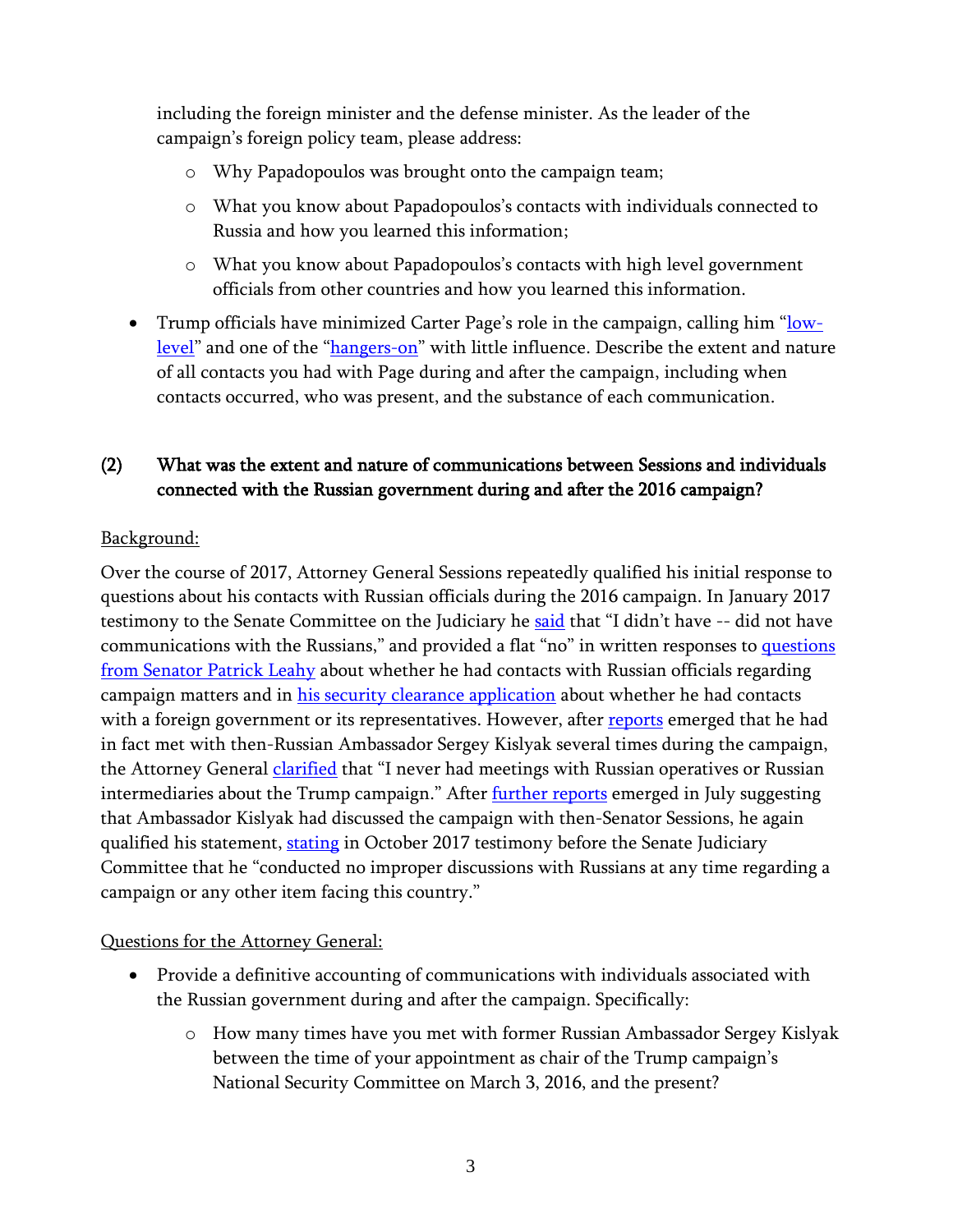including the foreign minister and the defense minister. As the leader of the campaign's foreign policy team, please address:

   - Why Papadopoulos was brought onto the campaign team;
   - What you know about Papadopoulos's contacts with individuals connected to Russia and how you learned this information;
   - What you know about Papadopoulos's contacts with high level government officials from other countries and how you learned this information.

- Trump officials have minimized Carter Page's role in the campaign, calling him "low-level" and one of the "hangers-on" with little influence. Describe the extent and nature of all contacts you had with Page during and after the campaign, including when contacts occurred, who was present, and the substance of each communication.

## (2) What was the extent and nature of communications between Sessions and individuals connected with the Russian government during and after the 2016 campaign?

Background:

Over the course of 2017, Attorney General Sessions repeatedly qualified his initial response to questions about his contacts with Russian officials during the 2016 campaign. In January 2017 testimony to the Senate Committee on the Judiciary he said that "I didn't have -- did not have communications with the Russians," and provided a flat "no" in written responses to questions from Senator Patrick Leahy about whether he had contacts with Russian officials regarding campaign matters and in his security clearance application about whether he had contacts with a foreign government or its representatives. However, after reports emerged that he had in fact met with then-Russian Ambassador Sergey Kislyak several times during the campaign, the Attorney General clarified that "I never had meetings with Russian operatives or Russian intermediaries about the Trump campaign." After further reports emerged in July suggesting that Ambassador Kislyak had discussed the campaign with then-Senator Sessions, he again qualified his statement, stating in October 2017 testimony before the Senate Judiciary Committee that he "conducted no improper discussions with Russians at any time regarding a campaign or any other item facing this country."

Questions for the Attorney General:

- Provide a definitive accounting of communications with individuals associated with the Russian government during and after the campaign. Specifically:
   - How many times have you met with former Russian Ambassador Sergey Kislyak between the time of your appointment as chair of the Trump campaign's National Security Committee on March 3, 2016, and the present?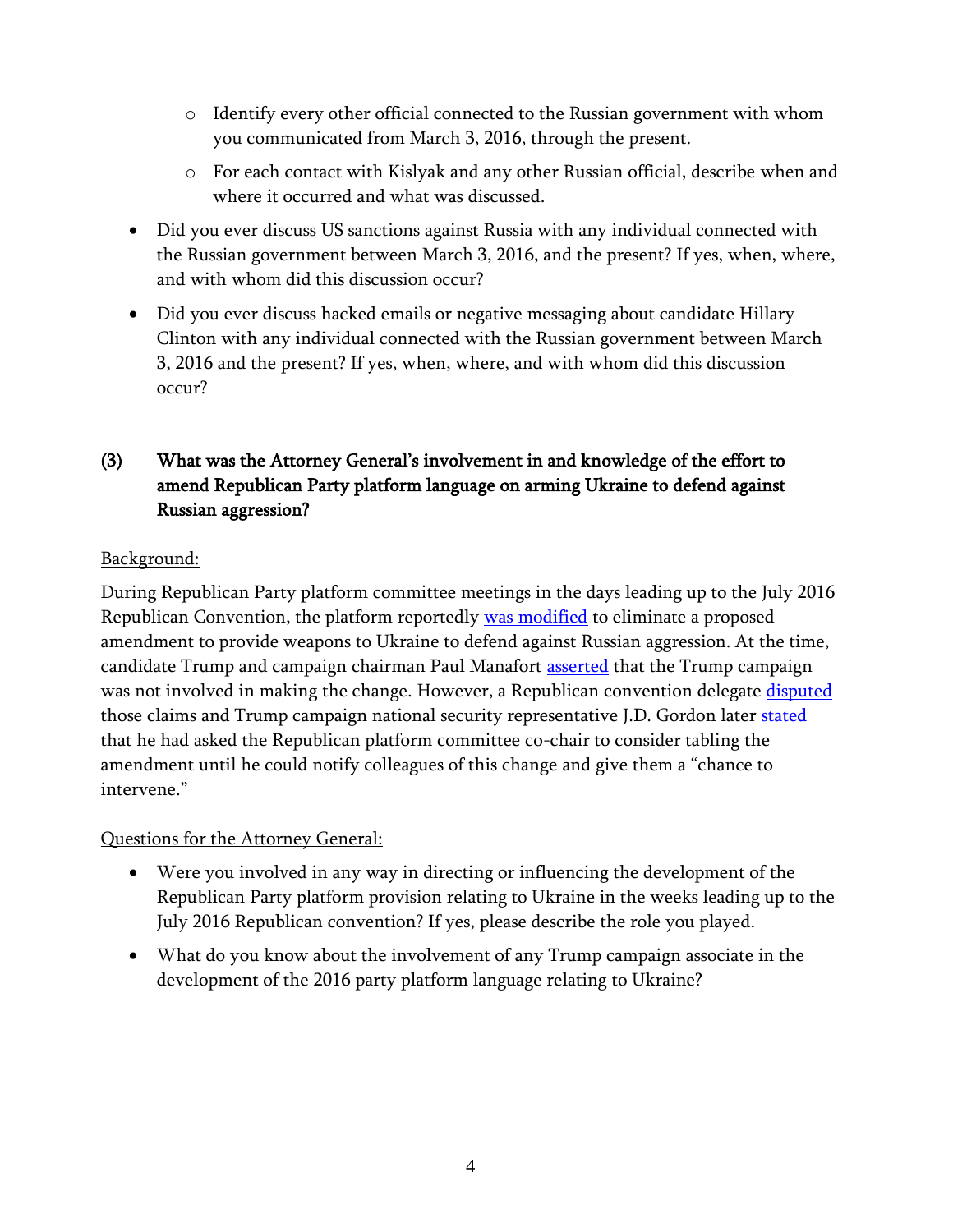- Identify every other official connected to the Russian government with whom you communicated from March 3, 2016, through the present.
    - For each contact with Kislyak and any other Russian official, describe when and where it occurred and what was discussed.
- Did you ever discuss US sanctions against Russia with any individual connected with the Russian government between March 3, 2016, and the present? If yes, when, where, and with whom did this discussion occur?
- Did you ever discuss hacked emails or negative messaging about candidate Hillary Clinton with any individual connected with the Russian government between March 3, 2016 and the present? If yes, when, where, and with whom did this discussion occur?

## (3) What was the Attorney General's involvement in and knowledge of the effort to amend Republican Party platform language on arming Ukraine to defend against Russian aggression?

Background:

During Republican Party platform committee meetings in the days leading up to the July 2016 Republican Convention, the platform reportedly was modified to eliminate a proposed amendment to provide weapons to Ukraine to defend against Russian aggression. At the time, candidate Trump and campaign chairman Paul Manafort asserted that the Trump campaign was not involved in making the change. However, a Republican convention delegate disputed those claims and Trump campaign national security representative J.D. Gordon later stated that he had asked the Republican platform committee co-chair to consider tabling the amendment until he could notify colleagues of this change and give them a "chance to intervene."

Questions for the Attorney General:

- Were you involved in any way in directing or influencing the development of the Republican Party platform provision relating to Ukraine in the weeks leading up to the July 2016 Republican convention? If yes, please describe the role you played.
- What do you know about the involvement of any Trump campaign associate in the development of the 2016 party platform language relating to Ukraine?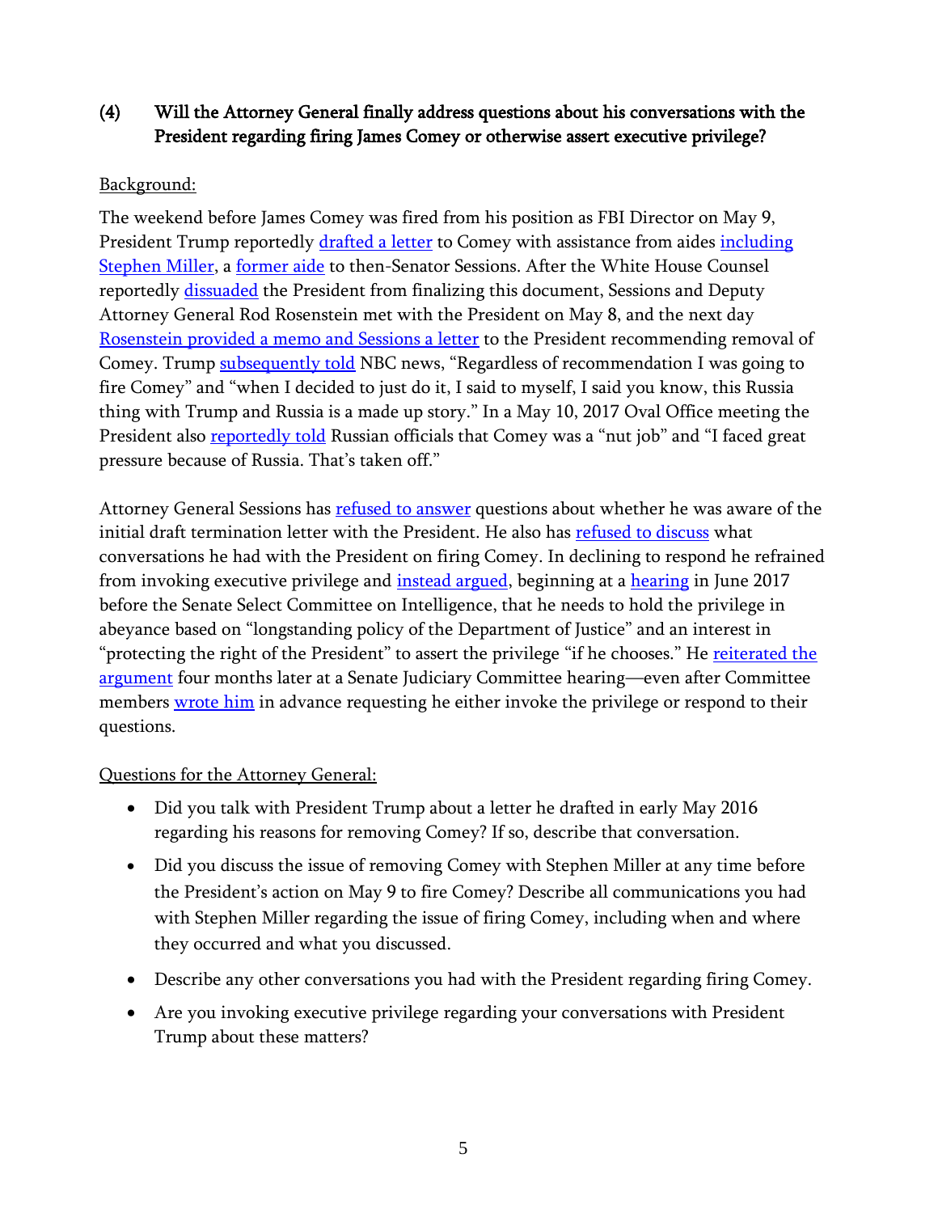### (4) Will the Attorney General finally address questions about his conversations with the President regarding firing James Comey or otherwise assert executive privilege?

Background:

The weekend before James Comey was fired from his position as FBI Director on May 9, President Trump reportedly drafted a letter to Comey with assistance from aides including Stephen Miller, a former aide to then-Senator Sessions. After the White House Counsel reportedly dissuaded the President from finalizing this document, Sessions and Deputy Attorney General Rod Rosenstein met with the President on May 8, and the next day Rosenstein provided a memo and Sessions a letter to the President recommending removal of Comey. Trump subsequently told NBC news, "Regardless of recommendation I was going to fire Comey" and "when I decided to just do it, I said to myself, I said you know, this Russia thing with Trump and Russia is a made up story." In a May 10, 2017 Oval Office meeting the President also reportedly told Russian officials that Comey was a "nut job" and "I faced great pressure because of Russia. That's taken off."

Attorney General Sessions has refused to answer questions about whether he was aware of the initial draft termination letter with the President. He also has refused to discuss what conversations he had with the President on firing Comey. In declining to respond he refrained from invoking executive privilege and instead argued, beginning at a hearing in June 2017 before the Senate Select Committee on Intelligence, that he needs to hold the privilege in abeyance based on "longstanding policy of the Department of Justice" and an interest in "protecting the right of the President" to assert the privilege "if he chooses." He reiterated the argument four months later at a Senate Judiciary Committee hearing—even after Committee members wrote him in advance requesting he either invoke the privilege or respond to their questions.

Questions for the Attorney General:

- Did you talk with President Trump about a letter he drafted in early May 2016 regarding his reasons for removing Comey? If so, describe that conversation.
- Did you discuss the issue of removing Comey with Stephen Miller at any time before the President's action on May 9 to fire Comey? Describe all communications you had with Stephen Miller regarding the issue of firing Comey, including when and where they occurred and what you discussed.
- Describe any other conversations you had with the President regarding firing Comey.
- Are you invoking executive privilege regarding your conversations with President Trump about these matters?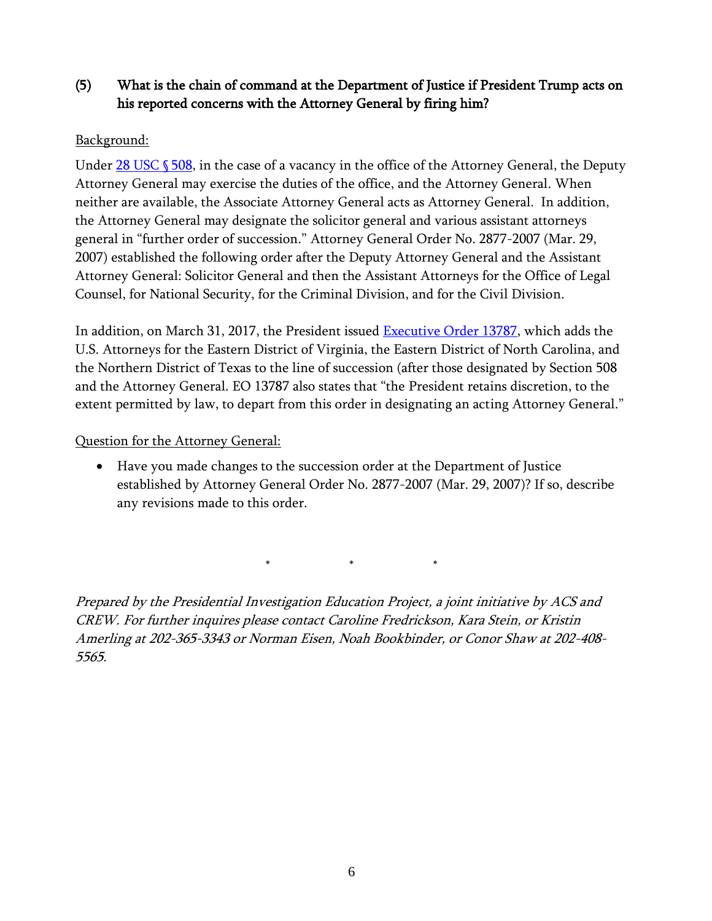## (5) What is the chain of command at the Department of Justice if President Trump acts on his reported concerns with the Attorney General by firing him?

Background:

Under [28 USC § 508](), in the case of a vacancy in the office of the Attorney General, the Deputy Attorney General may exercise the duties of the office, and the Attorney General. When neither are available, the Associate Attorney General acts as Attorney General. In addition, the Attorney General may designate the solicitor general and various assistant attorneys general in "further order of succession." Attorney General Order No. 2877-2007 (Mar. 29, 2007) established the following order after the Deputy Attorney General and the Assistant Attorney General: Solicitor General and then the Assistant Attorneys for the Office of Legal Counsel, for National Security, for the Criminal Division, and for the Civil Division.

In addition, on March 31, 2017, the President issued [Executive Order 13787](), which adds the U.S. Attorneys for the Eastern District of Virginia, the Eastern District of North Carolina, and the Northern District of Texas to the line of succession (after those designated by Section 508 and the Attorney General. EO 13787 also states that "the President retains discretion, to the extent permitted by law, to depart from this order in designating an acting Attorney General."

Question for the Attorney General:

- Have you made changes to the succession order at the Department of Justice established by Attorney General Order No. 2877-2007 (Mar. 29, 2007)? If so, describe any revisions made to this order.

\*   \*   \*

*Prepared by the Presidential Investigation Education Project, a joint initiative by ACS and CREW. For further inquires please contact Caroline Fredrickson, Kara Stein, or Kristin Amerling at 202-365-3343 or Norman Eisen, Noah Bookbinder, or Conor Shaw at 202-408-5565.*